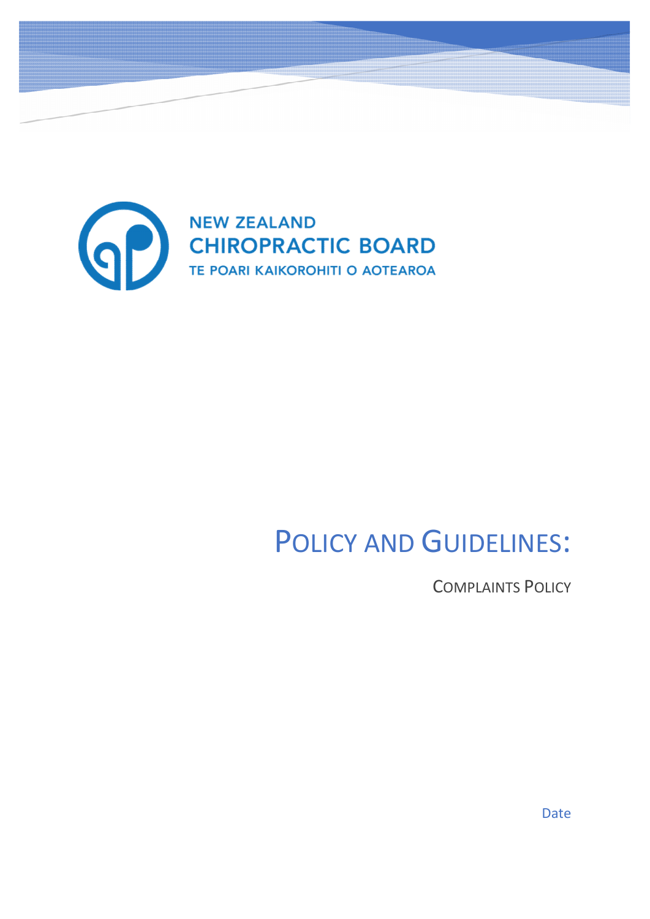NEW ZEALAND CHIROPRACTIC BOARD

TE POARI KAIKOROHITI O AOTEAROA

# POLICY AND GUIDELINES:

## COMPLAINTS POLICY

Date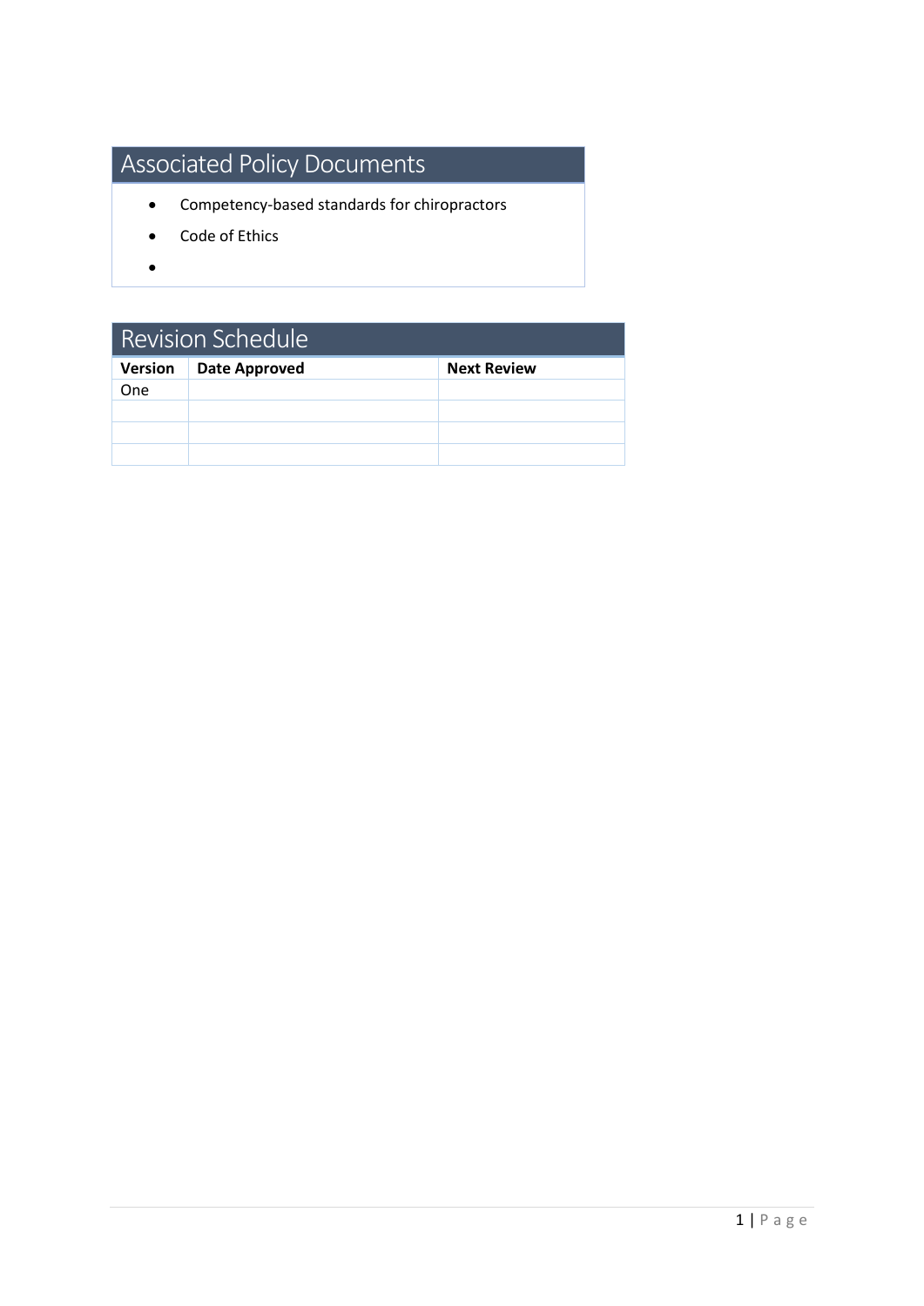## Associated Policy Documents

- Competency-based standards for chiropractors
- Code of Ethics
- 

## Revision Schedule

| Version | Date Approved | Next Review |
|---|---|---|
| One | | |
| | | |
| | | |
| | | |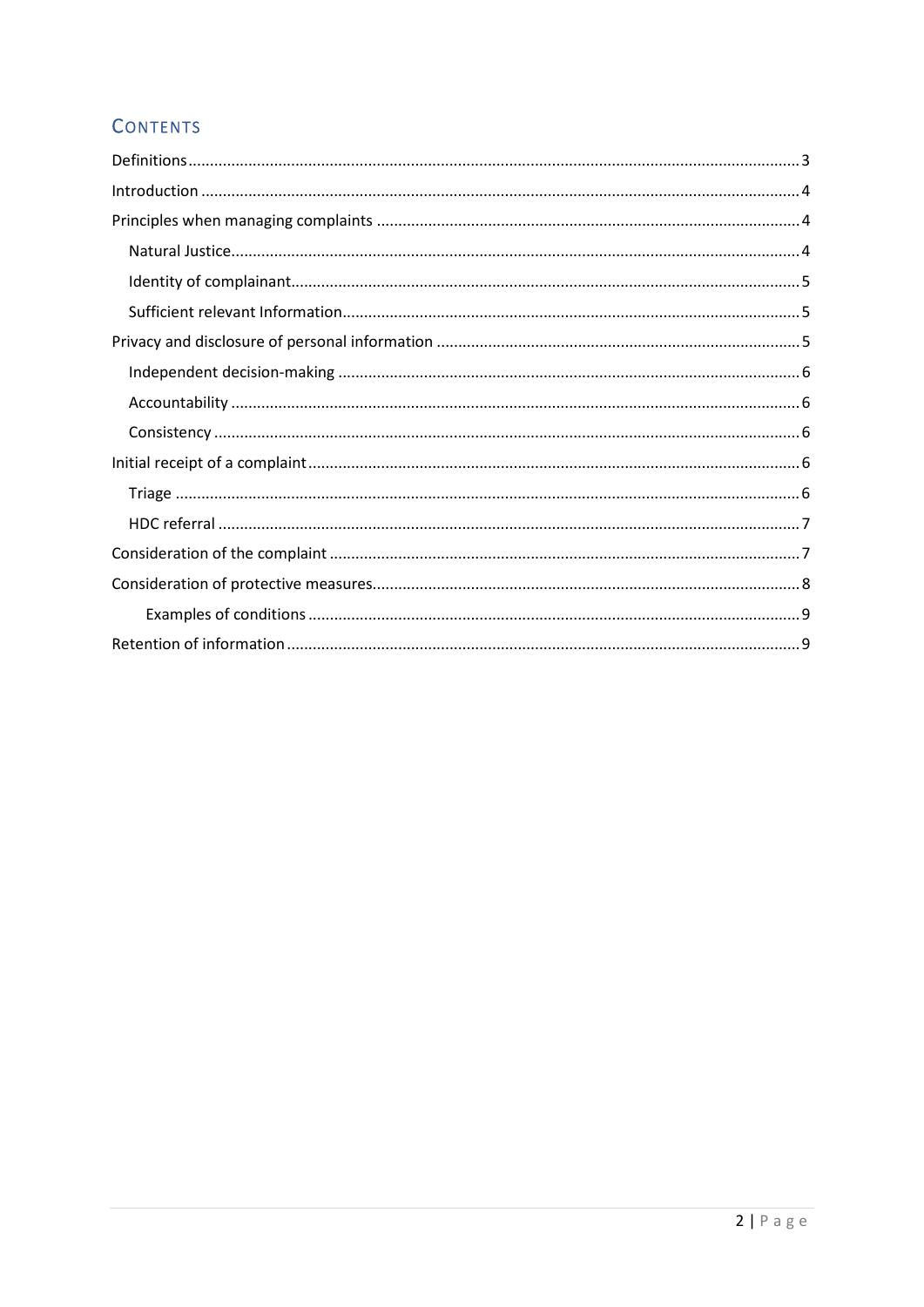## Contents

- Definitions 3
- Introduction 4
- Principles when managing complaints 4
  - Natural Justice 4
  - Identity of complainant 5
  - Sufficient relevant Information 5
- Privacy and disclosure of personal information 5
  - Independent decision-making 6
  - Accountability 6
  - Consistency 6
- Initial receipt of a complaint 6
  - Triage 6
  - HDC referral 7
- Consideration of the complaint 7
- Consideration of protective measures 8
  - Examples of conditions 9
- Retention of information 9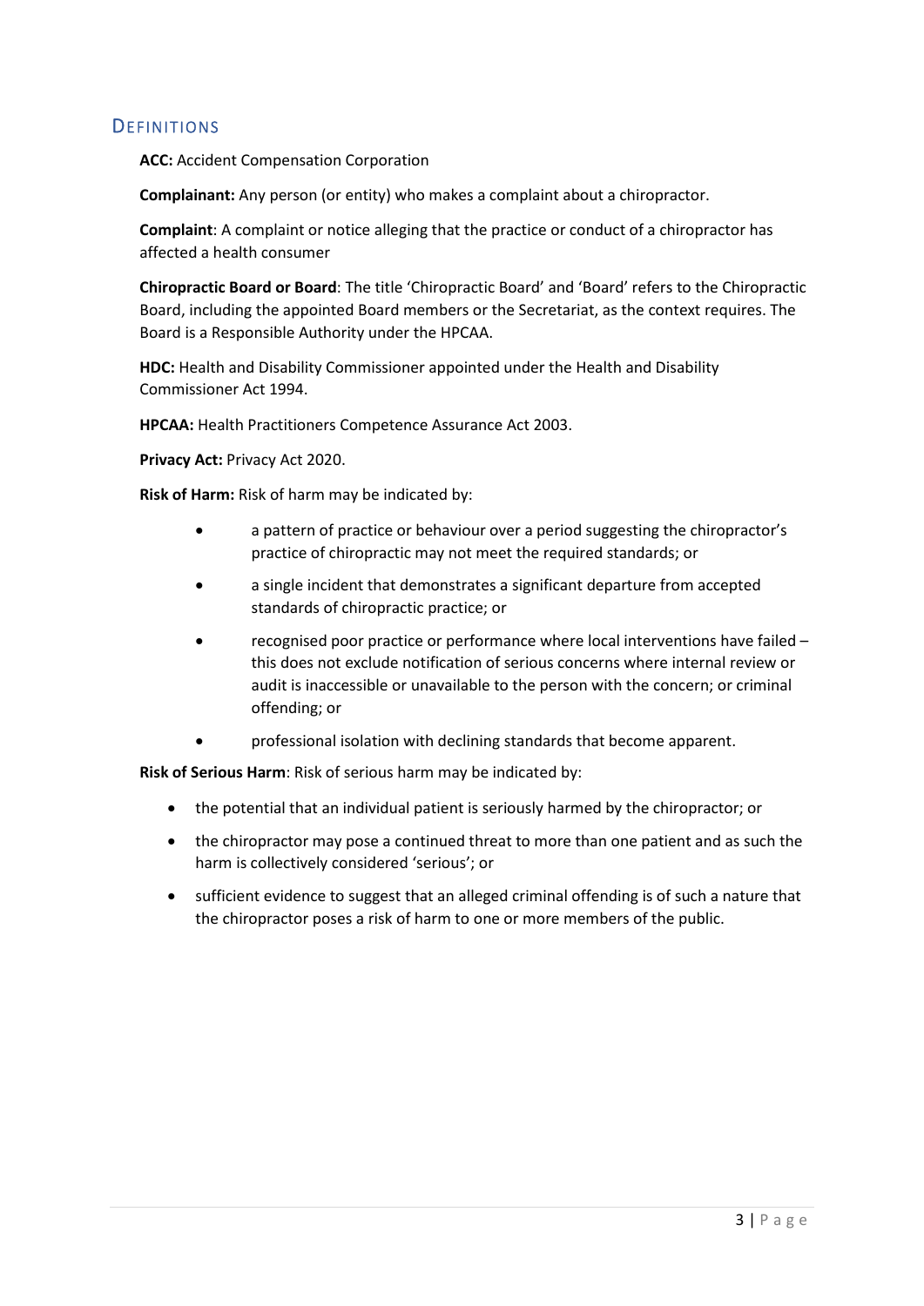## DEFINITIONS

**ACC:** Accident Compensation Corporation

**Complainant:** Any person (or entity) who makes a complaint about a chiropractor.

**Complaint**: A complaint or notice alleging that the practice or conduct of a chiropractor has affected a health consumer

**Chiropractic Board or Board**: The title 'Chiropractic Board' and 'Board' refers to the Chiropractic Board, including the appointed Board members or the Secretariat, as the context requires. The Board is a Responsible Authority under the HPCAA.

**HDC:** Health and Disability Commissioner appointed under the Health and Disability Commissioner Act 1994.

**HPCAA:** Health Practitioners Competence Assurance Act 2003.

**Privacy Act:** Privacy Act 2020.

**Risk of Harm:** Risk of harm may be indicated by:

- a pattern of practice or behaviour over a period suggesting the chiropractor's practice of chiropractic may not meet the required standards; or
- a single incident that demonstrates a significant departure from accepted standards of chiropractic practice; or
- recognised poor practice or performance where local interventions have failed – this does not exclude notification of serious concerns where internal review or audit is inaccessible or unavailable to the person with the concern; or criminal offending; or
- professional isolation with declining standards that become apparent.

**Risk of Serious Harm**: Risk of serious harm may be indicated by:

- the potential that an individual patient is seriously harmed by the chiropractor; or
- the chiropractor may pose a continued threat to more than one patient and as such the harm is collectively considered 'serious'; or
- sufficient evidence to suggest that an alleged criminal offending is of such a nature that the chiropractor poses a risk of harm to one or more members of the public.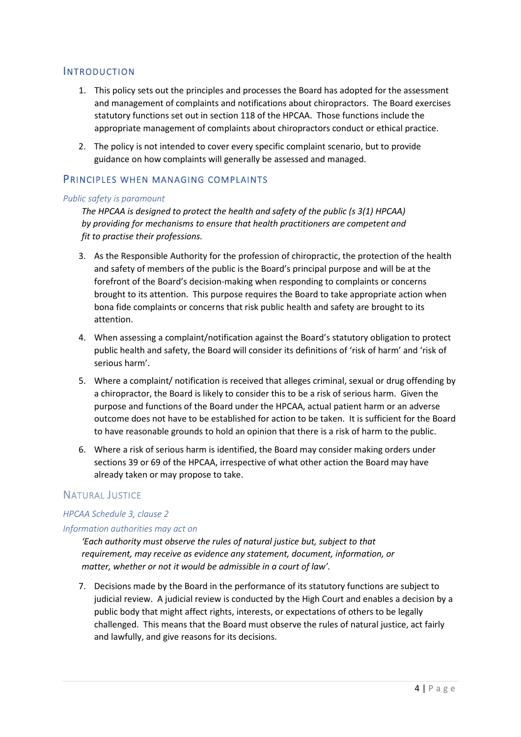## Introduction

1. This policy sets out the principles and processes the Board has adopted for the assessment and management of complaints and notifications about chiropractors. The Board exercises statutory functions set out in section 118 of the HPCAA. Those functions include the appropriate management of complaints about chiropractors conduct or ethical practice.

2. The policy is not intended to cover every specific complaint scenario, but to provide guidance on how complaints will generally be assessed and managed.

## Principles when managing complaints

### *Public safety is paramount*

*The HPCAA is designed to protect the health and safety of the public (s 3(1) HPCAA) by providing for mechanisms to ensure that health practitioners are competent and fit to practise their professions.*

3. As the Responsible Authority for the profession of chiropractic, the protection of the health and safety of members of the public is the Board's principal purpose and will be at the forefront of the Board's decision-making when responding to complaints or concerns brought to its attention. This purpose requires the Board to take appropriate action when bona fide complaints or concerns that risk public health and safety are brought to its attention.

4. When assessing a complaint/notification against the Board's statutory obligation to protect public health and safety, the Board will consider its definitions of 'risk of harm' and 'risk of serious harm'.

5. Where a complaint/ notification is received that alleges criminal, sexual or drug offending by a chiropractor, the Board is likely to consider this to be a risk of serious harm. Given the purpose and functions of the Board under the HPCAA, actual patient harm or an adverse outcome does not have to be established for action to be taken. It is sufficient for the Board to have reasonable grounds to hold an opinion that there is a risk of harm to the public.

6. Where a risk of serious harm is identified, the Board may consider making orders under sections 39 or 69 of the HPCAA, irrespective of what other action the Board may have already taken or may propose to take.

## Natural Justice

### *HPCAA Schedule 3, clause 2*

### *Information authorities may act on*

*'Each authority must observe the rules of natural justice but, subject to that requirement, may receive as evidence any statement, document, information, or matter, whether or not it would be admissible in a court of law'.*

7. Decisions made by the Board in the performance of its statutory functions are subject to judicial review. A judicial review is conducted by the High Court and enables a decision by a public body that might affect rights, interests, or expectations of others to be legally challenged. This means that the Board must observe the rules of natural justice, act fairly and lawfully, and give reasons for its decisions.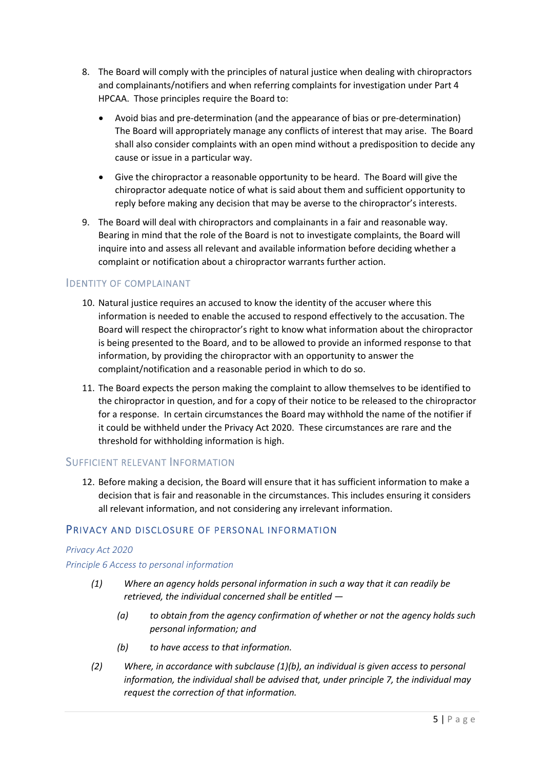8. The Board will comply with the principles of natural justice when dealing with chiropractors and complainants/notifiers and when referring complaints for investigation under Part 4 HPCAA. Those principles require the Board to:

   - Avoid bias and pre-determination (and the appearance of bias or pre-determination) The Board will appropriately manage any conflicts of interest that may arise. The Board shall also consider complaints with an open mind without a predisposition to decide any cause or issue in a particular way.

   - Give the chiropractor a reasonable opportunity to be heard. The Board will give the chiropractor adequate notice of what is said about them and sufficient opportunity to reply before making any decision that may be averse to the chiropractor's interests.

9. The Board will deal with chiropractors and complainants in a fair and reasonable way. Bearing in mind that the role of the Board is not to investigate complaints, the Board will inquire into and assess all relevant and available information before deciding whether a complaint or notification about a chiropractor warrants further action.

### Identity of Complainant

10. Natural justice requires an accused to know the identity of the accuser where this information is needed to enable the accused to respond effectively to the accusation. The Board will respect the chiropractor's right to know what information about the chiropractor is being presented to the Board, and to be allowed to provide an informed response to that information, by providing the chiropractor with an opportunity to answer the complaint/notification and a reasonable period in which to do so.

11. The Board expects the person making the complaint to allow themselves to be identified to the chiropractor in question, and for a copy of their notice to be released to the chiropractor for a response. In certain circumstances the Board may withhold the name of the notifier if it could be withheld under the Privacy Act 2020. These circumstances are rare and the threshold for withholding information is high.

### Sufficient Relevant Information

12. Before making a decision, the Board will ensure that it has sufficient information to make a decision that is fair and reasonable in the circumstances. This includes ensuring it considers all relevant information, and not considering any irrelevant information.

## Privacy and Disclosure of Personal Information

*Privacy Act 2020*

*Principle 6 Access to personal information*

*(1) Where an agency holds personal information in such a way that it can readily be retrieved, the individual concerned shall be entitled —*

*(a) to obtain from the agency confirmation of whether or not the agency holds such personal information; and*

*(b) to have access to that information.*

*(2) Where, in accordance with subclause (1)(b), an individual is given access to personal information, the individual shall be advised that, under principle 7, the individual may request the correction of that information.*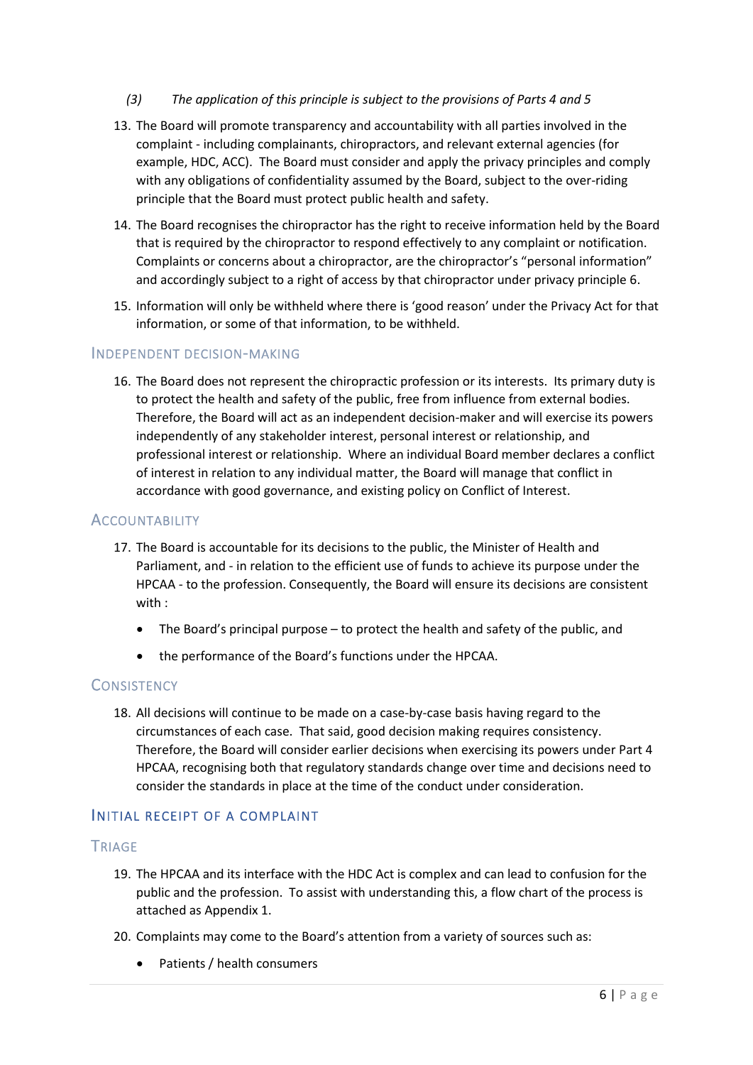*(3) The application of this principle is subject to the provisions of Parts 4 and 5*

13. The Board will promote transparency and accountability with all parties involved in the complaint - including complainants, chiropractors, and relevant external agencies (for example, HDC, ACC). The Board must consider and apply the privacy principles and comply with any obligations of confidentiality assumed by the Board, subject to the over-riding principle that the Board must protect public health and safety.

14. The Board recognises the chiropractor has the right to receive information held by the Board that is required by the chiropractor to respond effectively to any complaint or notification. Complaints or concerns about a chiropractor, are the chiropractor's "personal information" and accordingly subject to a right of access by that chiropractor under privacy principle 6.

15. Information will only be withheld where there is 'good reason' under the Privacy Act for that information, or some of that information, to be withheld.

## Independent Decision-Making

16. The Board does not represent the chiropractic profession or its interests. Its primary duty is to protect the health and safety of the public, free from influence from external bodies. Therefore, the Board will act as an independent decision-maker and will exercise its powers independently of any stakeholder interest, personal interest or relationship, and professional interest or relationship. Where an individual Board member declares a conflict of interest in relation to any individual matter, the Board will manage that conflict in accordance with good governance, and existing policy on Conflict of Interest.

## Accountability

17. The Board is accountable for its decisions to the public, the Minister of Health and Parliament, and - in relation to the efficient use of funds to achieve its purpose under the HPCAA - to the profession. Consequently, the Board will ensure its decisions are consistent with :

    - The Board's principal purpose – to protect the health and safety of the public, and
    - the performance of the Board's functions under the HPCAA.

## Consistency

18. All decisions will continue to be made on a case-by-case basis having regard to the circumstances of each case. That said, good decision making requires consistency. Therefore, the Board will consider earlier decisions when exercising its powers under Part 4 HPCAA, recognising both that regulatory standards change over time and decisions need to consider the standards in place at the time of the conduct under consideration.

# Initial Receipt of a Complaint

## Triage

19. The HPCAA and its interface with the HDC Act is complex and can lead to confusion for the public and the profession. To assist with understanding this, a flow chart of the process is attached as Appendix 1.

20. Complaints may come to the Board's attention from a variety of sources such as:

    - Patients / health consumers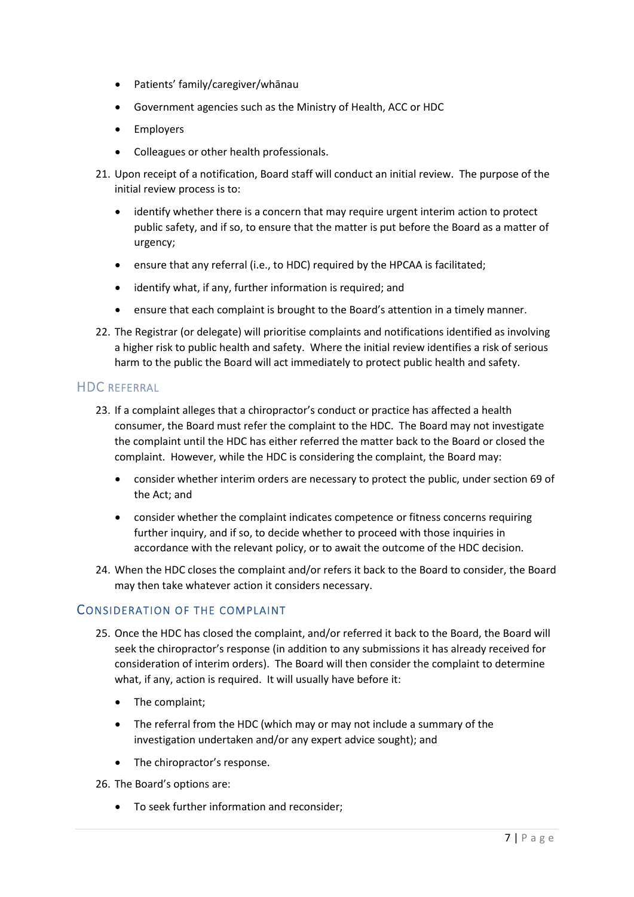- Patients' family/caregiver/whānau
- Government agencies such as the Ministry of Health, ACC or HDC
- Employers
- Colleagues or other health professionals.

21. Upon receipt of a notification, Board staff will conduct an initial review. The purpose of the initial review process is to:
    - identify whether there is a concern that may require urgent interim action to protect public safety, and if so, to ensure that the matter is put before the Board as a matter of urgency;
    - ensure that any referral (i.e., to HDC) required by the HPCAA is facilitated;
    - identify what, if any, further information is required; and
    - ensure that each complaint is brought to the Board's attention in a timely manner.

22. The Registrar (or delegate) will prioritise complaints and notifications identified as involving a higher risk to public health and safety. Where the initial review identifies a risk of serious harm to the public the Board will act immediately to protect public health and safety.

## HDC Referral

23. If a complaint alleges that a chiropractor's conduct or practice has affected a health consumer, the Board must refer the complaint to the HDC. The Board may not investigate the complaint until the HDC has either referred the matter back to the Board or closed the complaint. However, while the HDC is considering the complaint, the Board may:
    - consider whether interim orders are necessary to protect the public, under section 69 of the Act; and
    - consider whether the complaint indicates competence or fitness concerns requiring further inquiry, and if so, to decide whether to proceed with those inquiries in accordance with the relevant policy, or to await the outcome of the HDC decision.

24. When the HDC closes the complaint and/or refers it back to the Board to consider, the Board may then take whatever action it considers necessary.

## Consideration of the Complaint

25. Once the HDC has closed the complaint, and/or referred it back to the Board, the Board will seek the chiropractor's response (in addition to any submissions it has already received for consideration of interim orders). The Board will then consider the complaint to determine what, if any, action is required. It will usually have before it:
    - The complaint;
    - The referral from the HDC (which may or may not include a summary of the investigation undertaken and/or any expert advice sought); and
    - The chiropractor's response.

26. The Board's options are:
    - To seek further information and reconsider;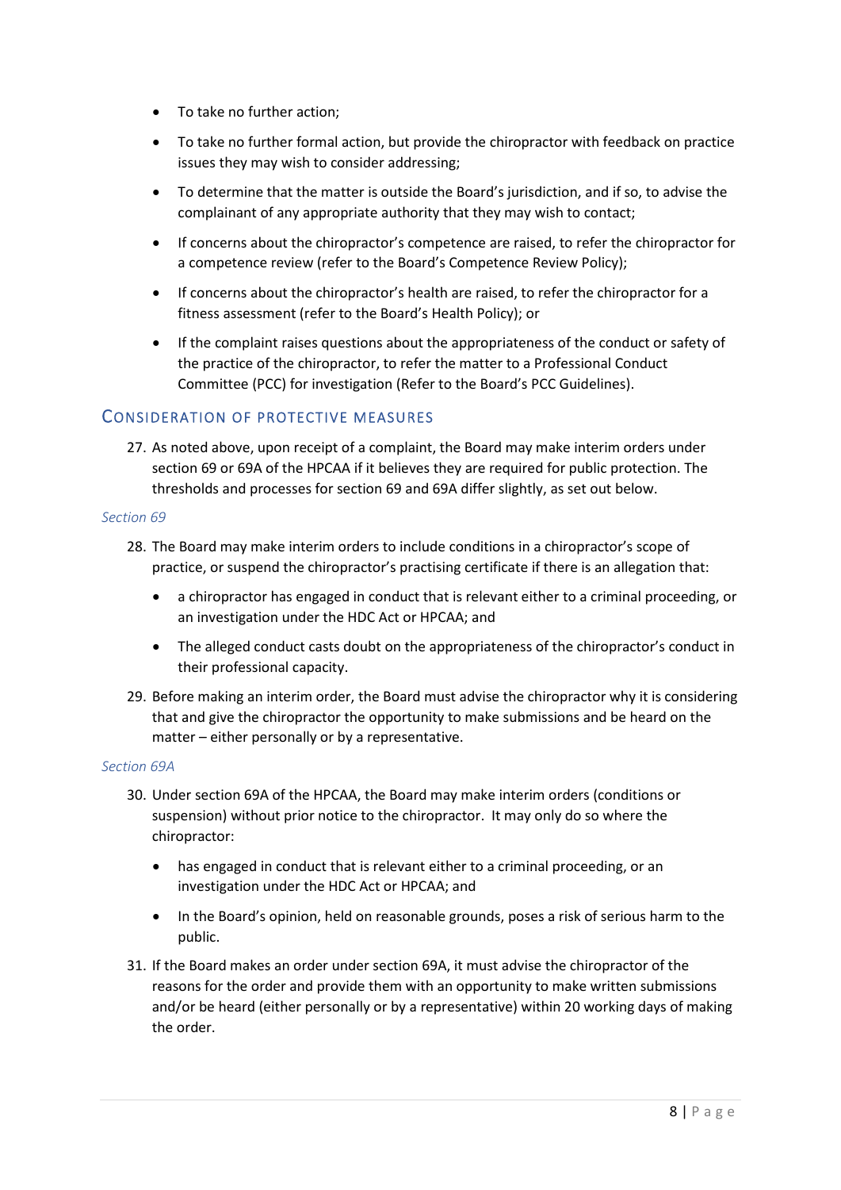- To take no further action;
- To take no further formal action, but provide the chiropractor with feedback on practice issues they may wish to consider addressing;
- To determine that the matter is outside the Board's jurisdiction, and if so, to advise the complainant of any appropriate authority that they may wish to contact;
- If concerns about the chiropractor's competence are raised, to refer the chiropractor for a competence review (refer to the Board's Competence Review Policy);
- If concerns about the chiropractor's health are raised, to refer the chiropractor for a fitness assessment (refer to the Board's Health Policy); or
- If the complaint raises questions about the appropriateness of the conduct or safety of the practice of the chiropractor, to refer the matter to a Professional Conduct Committee (PCC) for investigation (Refer to the Board's PCC Guidelines).

## Consideration of protective measures

27. As noted above, upon receipt of a complaint, the Board may make interim orders under section 69 or 69A of the HPCAA if it believes they are required for public protection. The thresholds and processes for section 69 and 69A differ slightly, as set out below.

### *Section 69*

28. The Board may make interim orders to include conditions in a chiropractor's scope of practice, or suspend the chiropractor's practising certificate if there is an allegation that:
    - a chiropractor has engaged in conduct that is relevant either to a criminal proceeding, or an investigation under the HDC Act or HPCAA; and
    - The alleged conduct casts doubt on the appropriateness of the chiropractor's conduct in their professional capacity.
29. Before making an interim order, the Board must advise the chiropractor why it is considering that and give the chiropractor the opportunity to make submissions and be heard on the matter – either personally or by a representative.

### *Section 69A*

30. Under section 69A of the HPCAA, the Board may make interim orders (conditions or suspension) without prior notice to the chiropractor. It may only do so where the chiropractor:
    - has engaged in conduct that is relevant either to a criminal proceeding, or an investigation under the HDC Act or HPCAA; and
    - In the Board's opinion, held on reasonable grounds, poses a risk of serious harm to the public.
31. If the Board makes an order under section 69A, it must advise the chiropractor of the reasons for the order and provide them with an opportunity to make written submissions and/or be heard (either personally or by a representative) within 20 working days of making the order.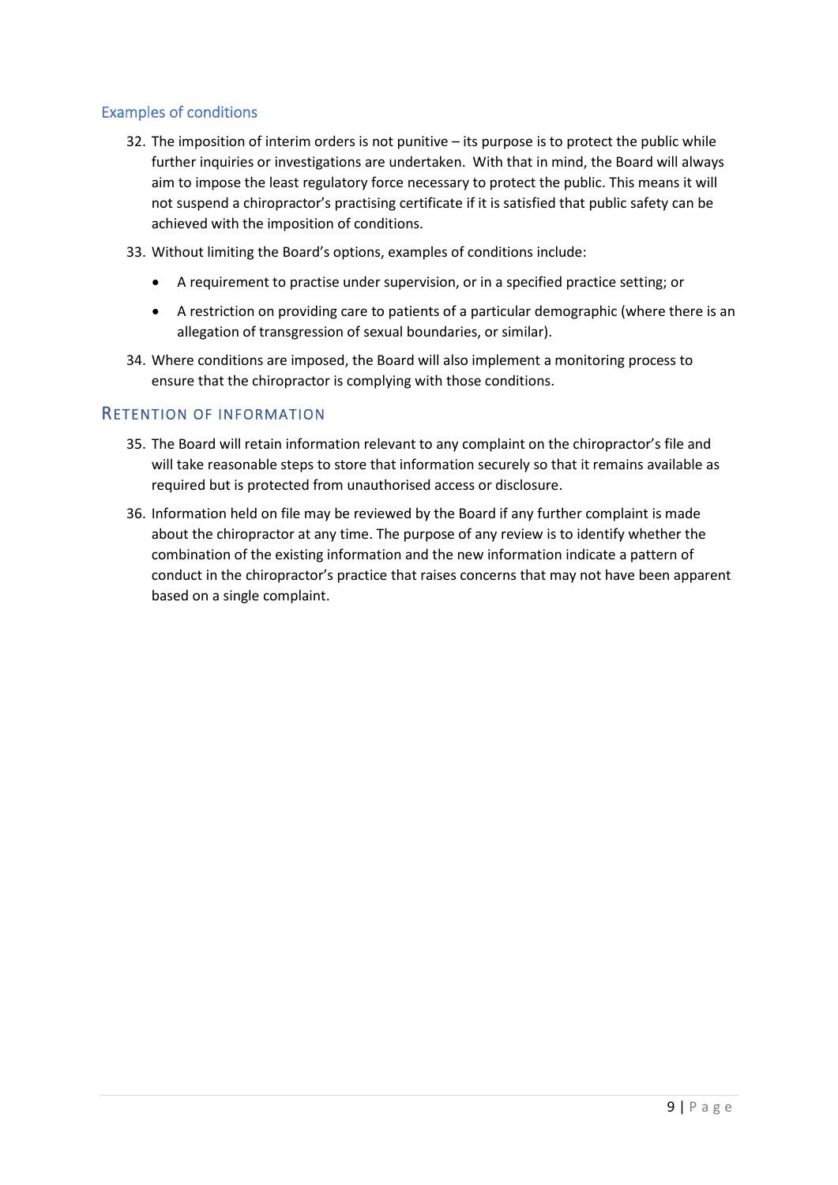### Examples of conditions

32. The imposition of interim orders is not punitive – its purpose is to protect the public while further inquiries or investigations are undertaken. With that in mind, the Board will always aim to impose the least regulatory force necessary to protect the public. This means it will not suspend a chiropractor's practising certificate if it is satisfied that public safety can be achieved with the imposition of conditions.

33. Without limiting the Board's options, examples of conditions include:

    - A requirement to practise under supervision, or in a specified practice setting; or
    - A restriction on providing care to patients of a particular demographic (where there is an allegation of transgression of sexual boundaries, or similar).

34. Where conditions are imposed, the Board will also implement a monitoring process to ensure that the chiropractor is complying with those conditions.

## Retention of Information

35. The Board will retain information relevant to any complaint on the chiropractor's file and will take reasonable steps to store that information securely so that it remains available as required but is protected from unauthorised access or disclosure.

36. Information held on file may be reviewed by the Board if any further complaint is made about the chiropractor at any time. The purpose of any review is to identify whether the combination of the existing information and the new information indicate a pattern of conduct in the chiropractor's practice that raises concerns that may not have been apparent based on a single complaint.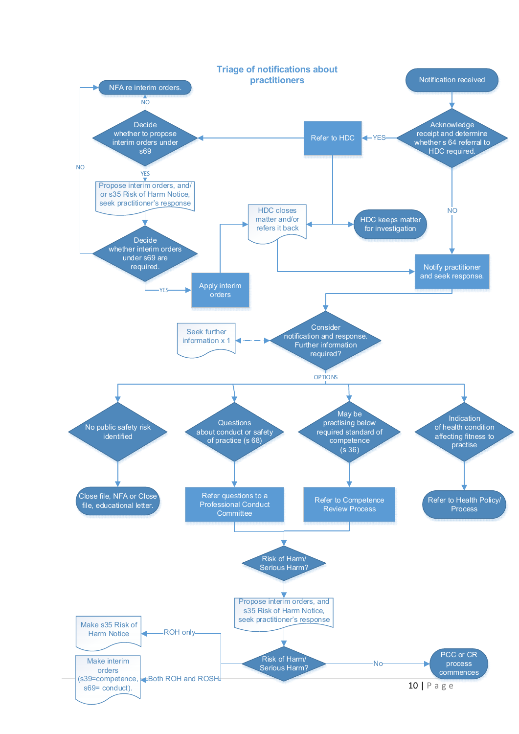## Triage of notifications about practitioners

Notification received

Acknowledge receipt and determine whether s 64 referral to HDC required.

YES

Refer to HDC

NO

Decide whether to propose interim orders under s69

NO

NFA re interim orders.

YES

Propose interim orders, and/ or s35 Risk of Harm Notice, seek practitioner's response

Decide whether interim orders under s69 are required.

NO

YES

Apply interim orders

HDC closes matter and/or refers it back

HDC keeps matter for investigation

Notify practitioner and seek response.

Seek further information x 1

Consider notification and response. Further information required?

OPTIONS

No public safety risk identified

Close file, NFA or Close file, educational letter.

Questions about conduct or safety of practice (s 68)

Refer questions to a Professional Conduct Committee

May be practising below required standard of competence (s 36)

Refer to Competence Review Process

Indication of health condition affecting fitness to practise

Refer to Health Policy/ Process

Risk of Harm/ Serious Harm?

Propose interim orders, and s35 Risk of Harm Notice, seek practitioner's response

Risk of Harm/ Serious Harm?

ROH only

Make s35 Risk of Harm Notice

Both ROH and ROSH

Make interim orders (s39=competence, s69= conduct).

No

PCC or CR process commences